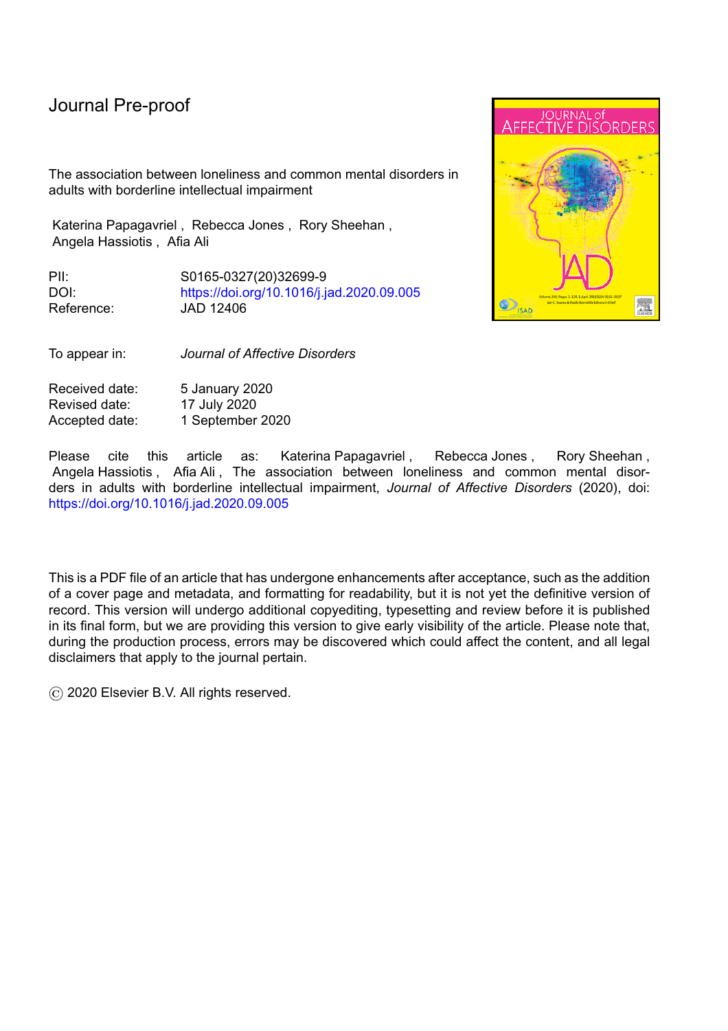Journal Pre-proof

The association between loneliness and common mental disorders in adults with borderline intellectual impairment

Katerina Papagavriel , Rebecca Jones , Rory Sheehan , Angela Hassiotis , Afia Ali

PII: S0165-0327(20)32699-9
DOI: https://doi.org/10.1016/j.jad.2020.09.005
Reference: JAD 12406

To appear in: *Journal of Affective Disorders*

Received date: 5 January 2020
Revised date: 17 July 2020
Accepted date: 1 September 2020

Please cite this article as: Katerina Papagavriel , Rebecca Jones , Rory Sheehan , Angela Hassiotis , Afia Ali , The association between loneliness and common mental disorders in adults with borderline intellectual impairment, *Journal of Affective Disorders* (2020), doi: https://doi.org/10.1016/j.jad.2020.09.005

This is a PDF file of an article that has undergone enhancements after acceptance, such as the addition of a cover page and metadata, and formatting for readability, but it is not yet the definitive version of record. This version will undergo additional copyediting, typesetting and review before it is published in its final form, but we are providing this version to give early visibility of the article. Please note that, during the production process, errors may be discovered which could affect the content, and all legal disclaimers that apply to the journal pertain.

© 2020 Elsevier B.V. All rights reserved.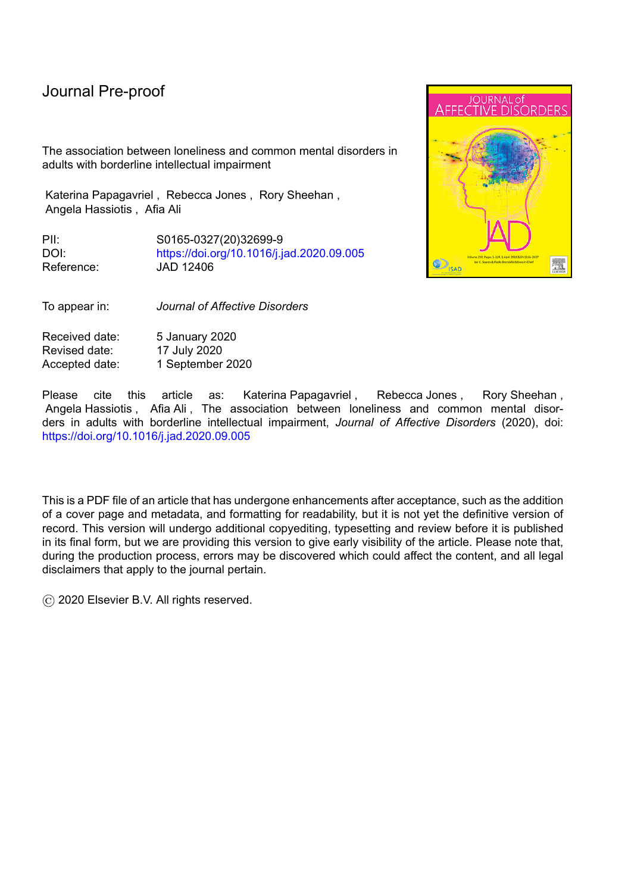Journal Pre-proof

The association between loneliness and common mental disorders in adults with borderline intellectual impairment

Katerina Papagavriel , Rebecca Jones , Rory Sheehan , Angela Hassiotis , Afia Ali

PII: S0165-0327(20)32699-9
DOI: https://doi.org/10.1016/j.jad.2020.09.005
Reference: JAD 12406

To appear in: *Journal of Affective Disorders*

Received date: 5 January 2020
Revised date: 17 July 2020
Accepted date: 1 September 2020

Please cite this article as: Katerina Papagavriel , Rebecca Jones , Rory Sheehan , Angela Hassiotis , Afia Ali , The association between loneliness and common mental disorders in adults with borderline intellectual impairment, *Journal of Affective Disorders* (2020), doi: https://doi.org/10.1016/j.jad.2020.09.005

This is a PDF file of an article that has undergone enhancements after acceptance, such as the addition of a cover page and metadata, and formatting for readability, but it is not yet the definitive version of record. This version will undergo additional copyediting, typesetting and review before it is published in its final form, but we are providing this version to give early visibility of the article. Please note that, during the production process, errors may be discovered which could affect the content, and all legal disclaimers that apply to the journal pertain.

© 2020 Elsevier B.V. All rights reserved.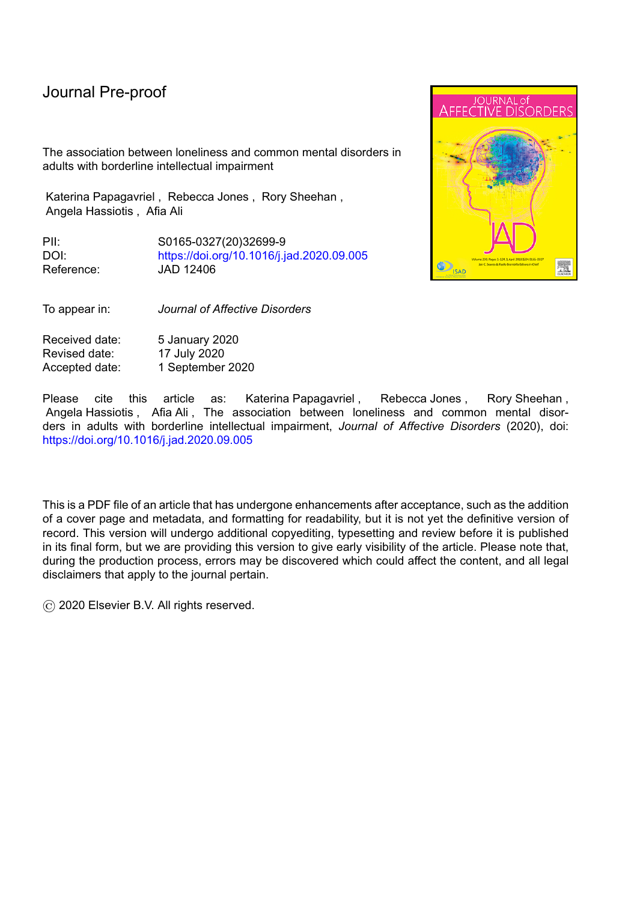Journal Pre-proof

The association between loneliness and common mental disorders in adults with borderline intellectual impairment

Katerina Papagavriel , Rebecca Jones , Rory Sheehan , Angela Hassiotis , Afia Ali

PII: S0165-0327(20)32699-9
DOI: https://doi.org/10.1016/j.jad.2020.09.005
Reference: JAD 12406

To appear in: *Journal of Affective Disorders*

Received date: 5 January 2020
Revised date: 17 July 2020
Accepted date: 1 September 2020

Please cite this article as: Katerina Papagavriel , Rebecca Jones , Rory Sheehan , Angela Hassiotis , Afia Ali , The association between loneliness and common mental disorders in adults with borderline intellectual impairment, *Journal of Affective Disorders* (2020), doi: https://doi.org/10.1016/j.jad.2020.09.005

This is a PDF file of an article that has undergone enhancements after acceptance, such as the addition of a cover page and metadata, and formatting for readability, but it is not yet the definitive version of record. This version will undergo additional copyediting, typesetting and review before it is published in its final form, but we are providing this version to give early visibility of the article. Please note that, during the production process, errors may be discovered which could affect the content, and all legal disclaimers that apply to the journal pertain.

© 2020 Elsevier B.V. All rights reserved.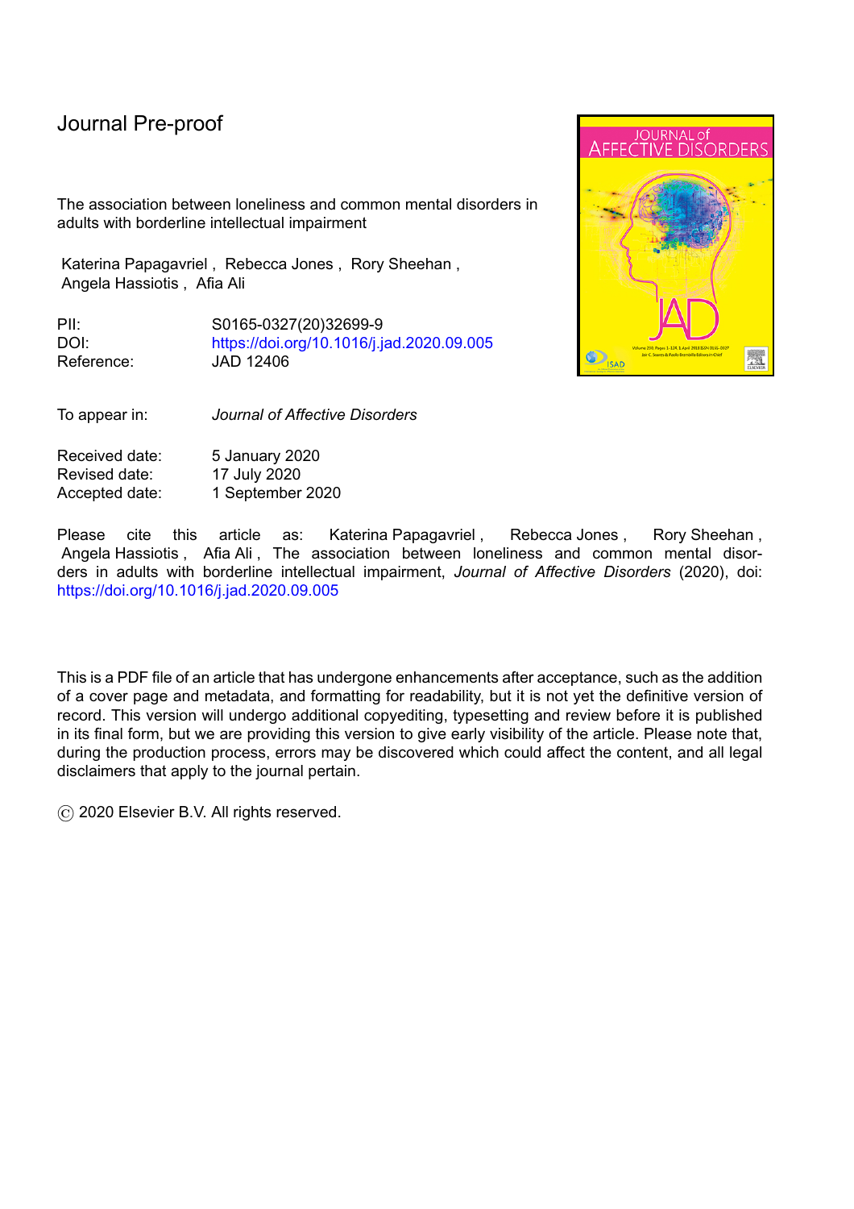Journal Pre-proof

The association between loneliness and common mental disorders in adults with borderline intellectual impairment

Katerina Papagavriel , Rebecca Jones , Rory Sheehan , Angela Hassiotis , Afia Ali

PII: S0165-0327(20)32699-9
DOI: https://doi.org/10.1016/j.jad.2020.09.005
Reference: JAD 12406

To appear in: *Journal of Affective Disorders*

Received date: 5 January 2020
Revised date: 17 July 2020
Accepted date: 1 September 2020

Please cite this article as: Katerina Papagavriel , Rebecca Jones , Rory Sheehan , Angela Hassiotis , Afia Ali , The association between loneliness and common mental disorders in adults with borderline intellectual impairment, *Journal of Affective Disorders* (2020), doi: https://doi.org/10.1016/j.jad.2020.09.005

This is a PDF file of an article that has undergone enhancements after acceptance, such as the addition of a cover page and metadata, and formatting for readability, but it is not yet the definitive version of record. This version will undergo additional copyediting, typesetting and review before it is published in its final form, but we are providing this version to give early visibility of the article. Please note that, during the production process, errors may be discovered which could affect the content, and all legal disclaimers that apply to the journal pertain.

© 2020 Elsevier B.V. All rights reserved.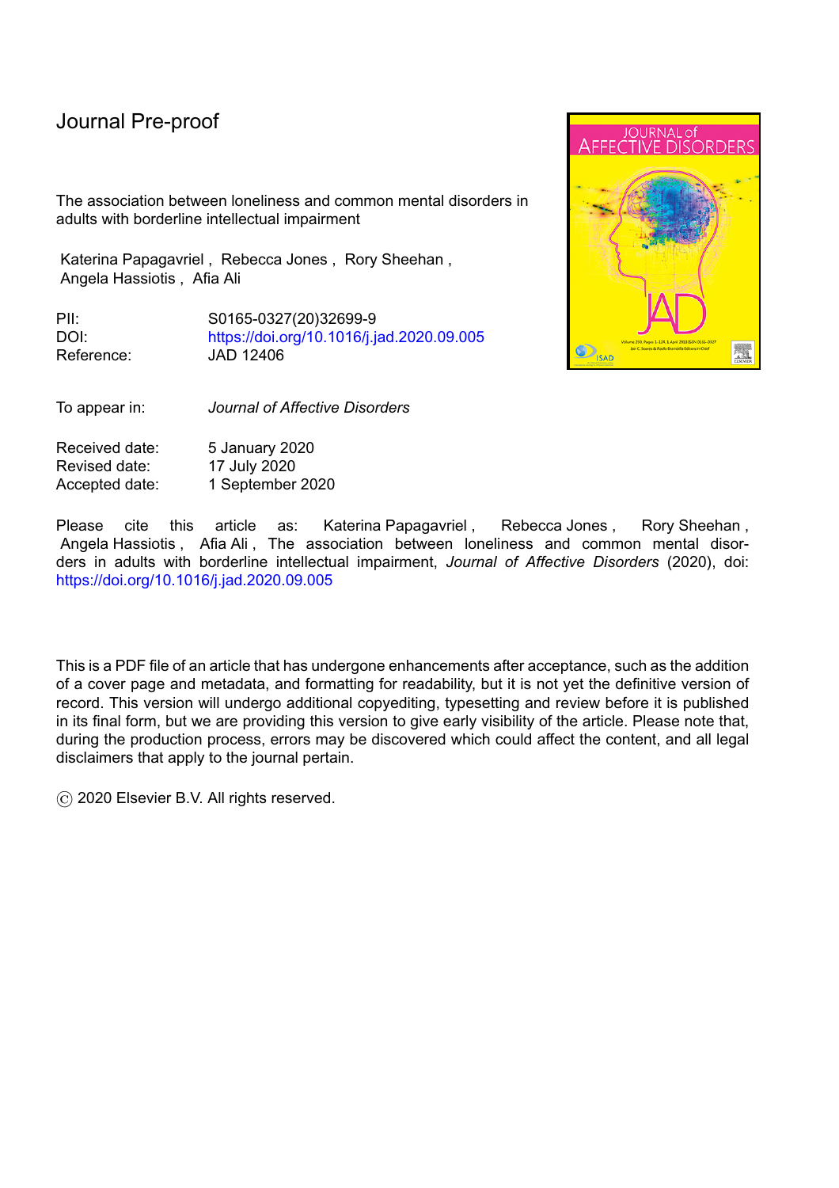Journal Pre-proof

The association between loneliness and common mental disorders in adults with borderline intellectual impairment

Katerina Papagavriel , Rebecca Jones , Rory Sheehan , Angela Hassiotis , Afia Ali

PII: S0165-0327(20)32699-9
DOI: https://doi.org/10.1016/j.jad.2020.09.005
Reference: JAD 12406

To appear in: *Journal of Affective Disorders*

Received date: 5 January 2020
Revised date: 17 July 2020
Accepted date: 1 September 2020

Please cite this article as: Katerina Papagavriel , Rebecca Jones , Rory Sheehan , Angela Hassiotis , Afia Ali , The association between loneliness and common mental disorders in adults with borderline intellectual impairment, *Journal of Affective Disorders* (2020), doi: https://doi.org/10.1016/j.jad.2020.09.005

This is a PDF file of an article that has undergone enhancements after acceptance, such as the addition of a cover page and metadata, and formatting for readability, but it is not yet the definitive version of record. This version will undergo additional copyediting, typesetting and review before it is published in its final form, but we are providing this version to give early visibility of the article. Please note that, during the production process, errors may be discovered which could affect the content, and all legal disclaimers that apply to the journal pertain.

© 2020 Elsevier B.V. All rights reserved.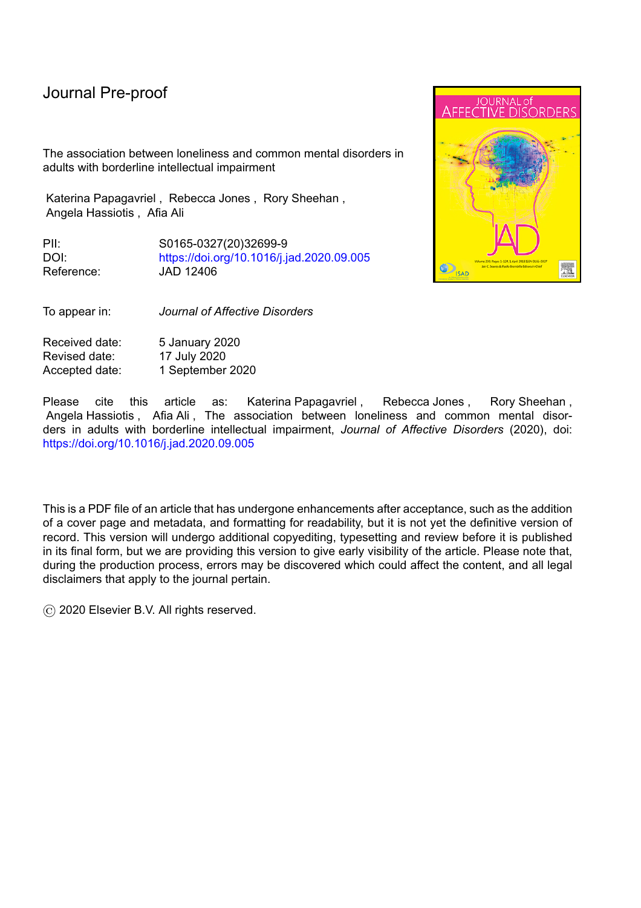Journal Pre-proof

The association between loneliness and common mental disorders in adults with borderline intellectual impairment

Katerina Papagavriel , Rebecca Jones , Rory Sheehan , Angela Hassiotis , Afia Ali

PII: S0165-0327(20)32699-9
DOI: https://doi.org/10.1016/j.jad.2020.09.005
Reference: JAD 12406

To appear in: *Journal of Affective Disorders*

Received date: 5 January 2020
Revised date: 17 July 2020
Accepted date: 1 September 2020

Please cite this article as: Katerina Papagavriel , Rebecca Jones , Rory Sheehan , Angela Hassiotis , Afia Ali , The association between loneliness and common mental disorders in adults with borderline intellectual impairment, *Journal of Affective Disorders* (2020), doi: https://doi.org/10.1016/j.jad.2020.09.005

This is a PDF file of an article that has undergone enhancements after acceptance, such as the addition of a cover page and metadata, and formatting for readability, but it is not yet the definitive version of record. This version will undergo additional copyediting, typesetting and review before it is published in its final form, but we are providing this version to give early visibility of the article. Please note that, during the production process, errors may be discovered which could affect the content, and all legal disclaimers that apply to the journal pertain.

© 2020 Elsevier B.V. All rights reserved.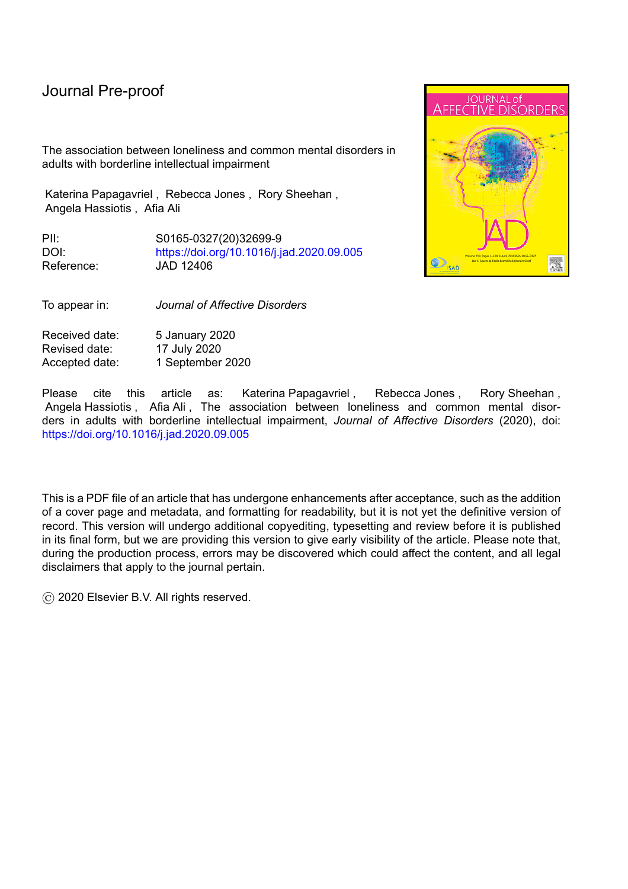Journal Pre-proof

The association between loneliness and common mental disorders in adults with borderline intellectual impairment

Katerina Papagavriel , Rebecca Jones , Rory Sheehan , Angela Hassiotis , Afia Ali

PII: S0165-0327(20)32699-9
DOI: https://doi.org/10.1016/j.jad.2020.09.005
Reference: JAD 12406

To appear in: *Journal of Affective Disorders*

Received date: 5 January 2020
Revised date: 17 July 2020
Accepted date: 1 September 2020

Please cite this article as: Katerina Papagavriel , Rebecca Jones , Rory Sheehan , Angela Hassiotis , Afia Ali , The association between loneliness and common mental disorders in adults with borderline intellectual impairment, *Journal of Affective Disorders* (2020), doi: https://doi.org/10.1016/j.jad.2020.09.005

This is a PDF file of an article that has undergone enhancements after acceptance, such as the addition of a cover page and metadata, and formatting for readability, but it is not yet the definitive version of record. This version will undergo additional copyediting, typesetting and review before it is published in its final form, but we are providing this version to give early visibility of the article. Please note that, during the production process, errors may be discovered which could affect the content, and all legal disclaimers that apply to the journal pertain.

© 2020 Elsevier B.V. All rights reserved.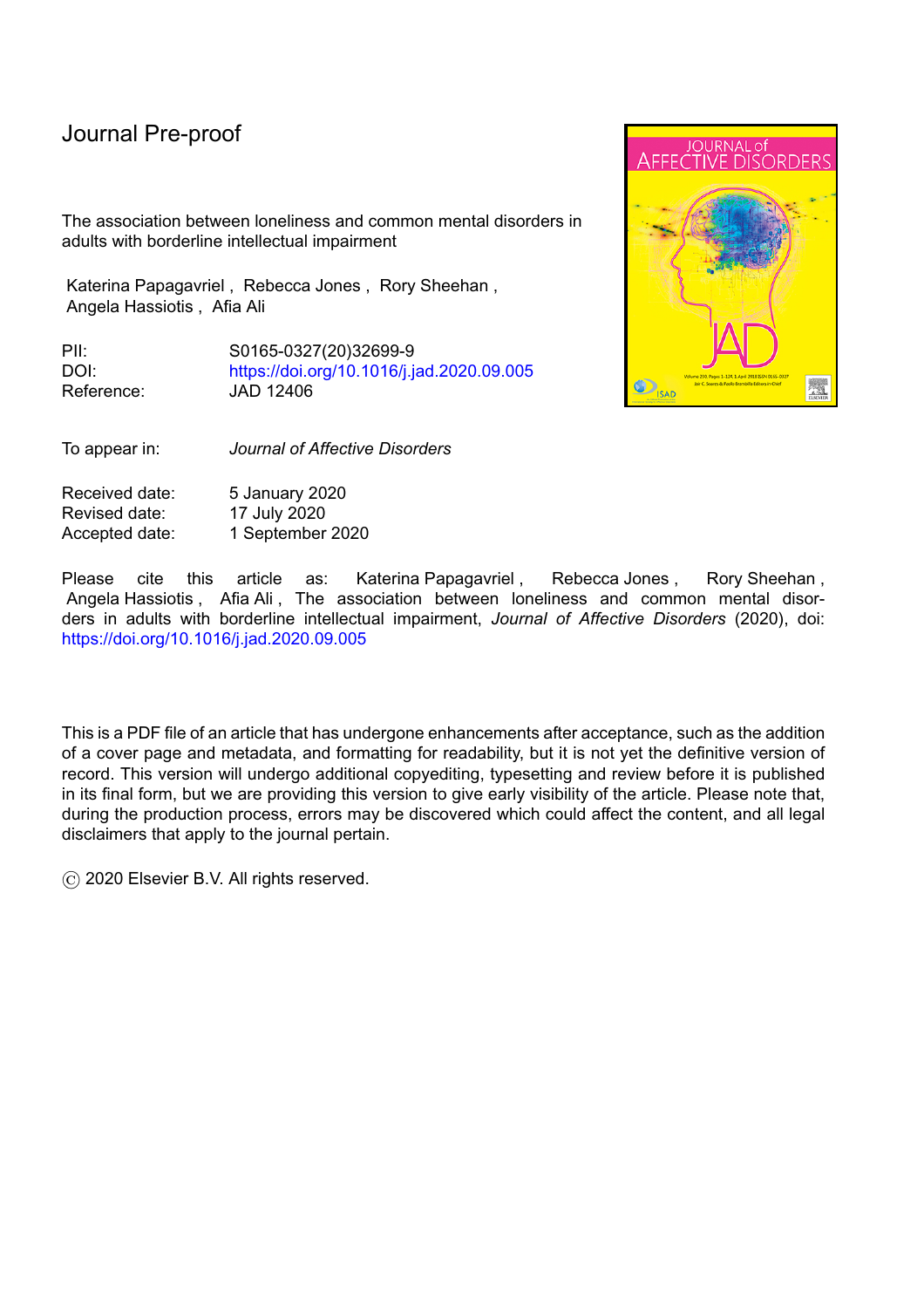Journal Pre-proof

The association between loneliness and common mental disorders in adults with borderline intellectual impairment

Katerina Papagavriel , Rebecca Jones , Rory Sheehan , Angela Hassiotis , Afia Ali

PII: S0165-0327(20)32699-9
DOI: https://doi.org/10.1016/j.jad.2020.09.005
Reference: JAD 12406

To appear in: *Journal of Affective Disorders*

Received date: 5 January 2020
Revised date: 17 July 2020
Accepted date: 1 September 2020

Please cite this article as: Katerina Papagavriel , Rebecca Jones , Rory Sheehan , Angela Hassiotis , Afia Ali , The association between loneliness and common mental disorders in adults with borderline intellectual impairment, *Journal of Affective Disorders* (2020), doi: https://doi.org/10.1016/j.jad.2020.09.005

This is a PDF file of an article that has undergone enhancements after acceptance, such as the addition of a cover page and metadata, and formatting for readability, but it is not yet the definitive version of record. This version will undergo additional copyediting, typesetting and review before it is published in its final form, but we are providing this version to give early visibility of the article. Please note that, during the production process, errors may be discovered which could affect the content, and all legal disclaimers that apply to the journal pertain.

© 2020 Elsevier B.V. All rights reserved.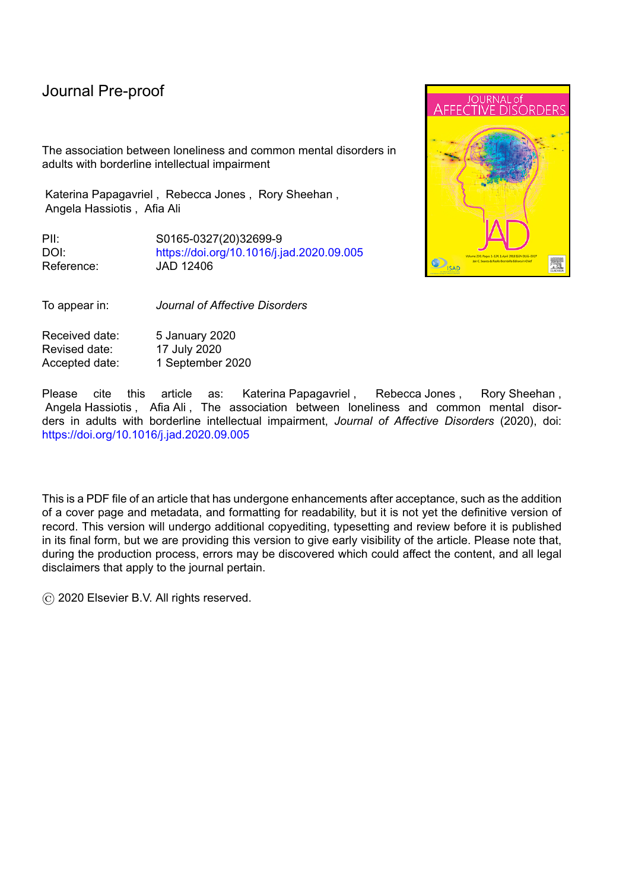Journal Pre-proof

The association between loneliness and common mental disorders in adults with borderline intellectual impairment

Katerina Papagavriel , Rebecca Jones , Rory Sheehan , Angela Hassiotis , Afia Ali

PII: S0165-0327(20)32699-9
DOI: https://doi.org/10.1016/j.jad.2020.09.005
Reference: JAD 12406

To appear in: *Journal of Affective Disorders*

Received date: 5 January 2020
Revised date: 17 July 2020
Accepted date: 1 September 2020

Please cite this article as: Katerina Papagavriel , Rebecca Jones , Rory Sheehan , Angela Hassiotis , Afia Ali , The association between loneliness and common mental disorders in adults with borderline intellectual impairment, *Journal of Affective Disorders* (2020), doi: https://doi.org/10.1016/j.jad.2020.09.005

This is a PDF file of an article that has undergone enhancements after acceptance, such as the addition of a cover page and metadata, and formatting for readability, but it is not yet the definitive version of record. This version will undergo additional copyediting, typesetting and review before it is published in its final form, but we are providing this version to give early visibility of the article. Please note that, during the production process, errors may be discovered which could affect the content, and all legal disclaimers that apply to the journal pertain.

© 2020 Elsevier B.V. All rights reserved.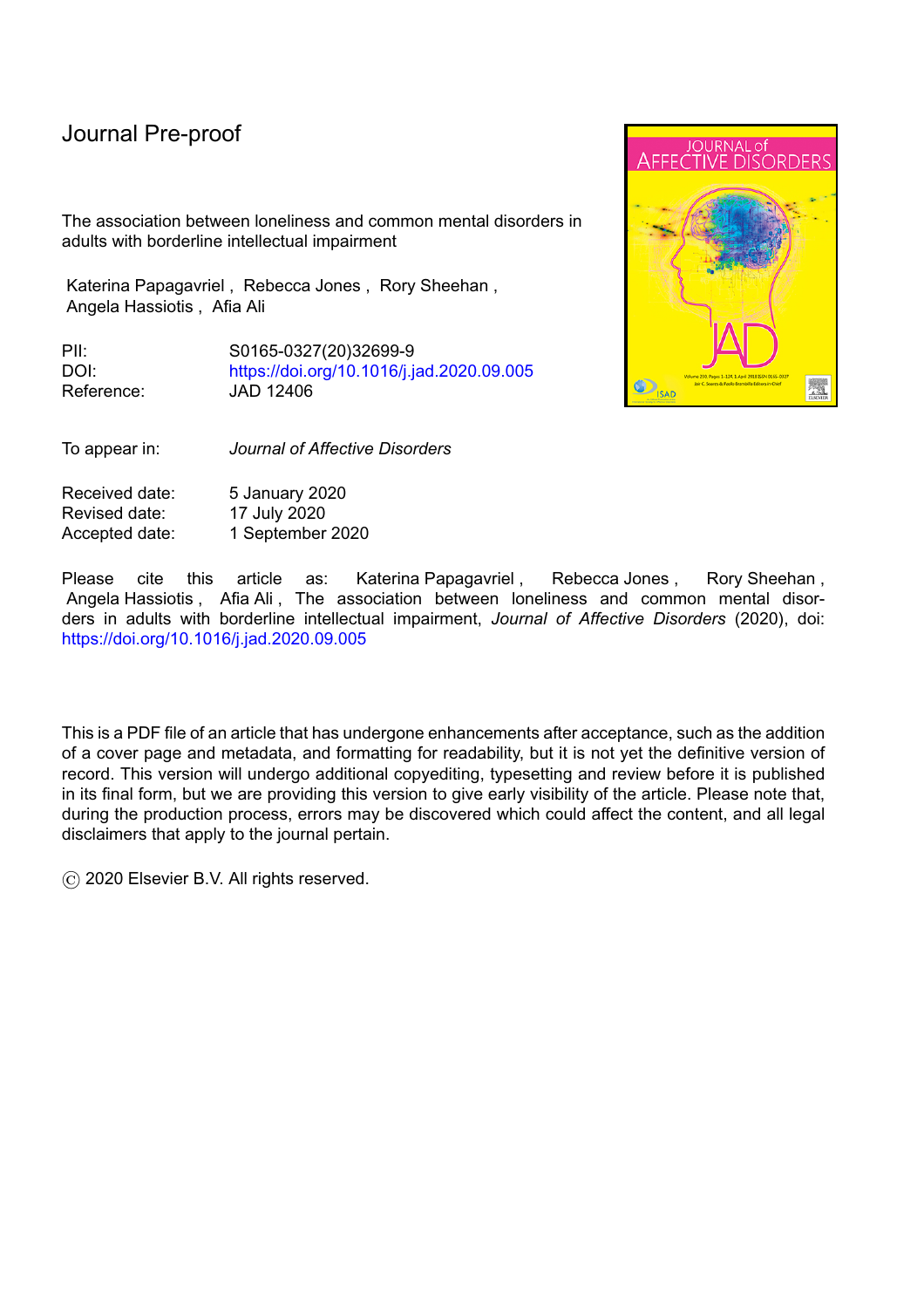Journal Pre-proof

The association between loneliness and common mental disorders in adults with borderline intellectual impairment

Katerina Papagavriel , Rebecca Jones , Rory Sheehan , Angela Hassiotis , Afia Ali

PII: S0165-0327(20)32699-9
DOI: https://doi.org/10.1016/j.jad.2020.09.005
Reference: JAD 12406

To appear in: *Journal of Affective Disorders*

Received date: 5 January 2020
Revised date: 17 July 2020
Accepted date: 1 September 2020

Please cite this article as: Katerina Papagavriel , Rebecca Jones , Rory Sheehan , Angela Hassiotis , Afia Ali , The association between loneliness and common mental disorders in adults with borderline intellectual impairment, *Journal of Affective Disorders* (2020), doi: https://doi.org/10.1016/j.jad.2020.09.005

This is a PDF file of an article that has undergone enhancements after acceptance, such as the addition of a cover page and metadata, and formatting for readability, but it is not yet the definitive version of record. This version will undergo additional copyediting, typesetting and review before it is published in its final form, but we are providing this version to give early visibility of the article. Please note that, during the production process, errors may be discovered which could affect the content, and all legal disclaimers that apply to the journal pertain.

© 2020 Elsevier B.V. All rights reserved.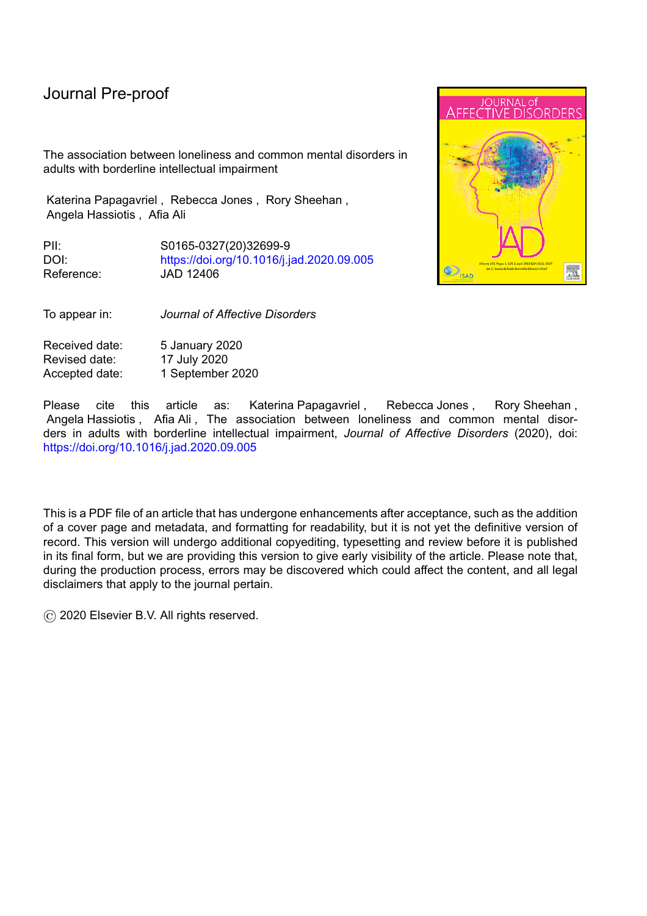Journal Pre-proof

The association between loneliness and common mental disorders in adults with borderline intellectual impairment

Katerina Papagavriel , Rebecca Jones , Rory Sheehan , Angela Hassiotis , Afia Ali

PII: S0165-0327(20)32699-9
DOI: https://doi.org/10.1016/j.jad.2020.09.005
Reference: JAD 12406

To appear in: *Journal of Affective Disorders*

Received date: 5 January 2020
Revised date: 17 July 2020
Accepted date: 1 September 2020

Please cite this article as: Katerina Papagavriel , Rebecca Jones , Rory Sheehan , Angela Hassiotis , Afia Ali , The association between loneliness and common mental disorders in adults with borderline intellectual impairment, *Journal of Affective Disorders* (2020), doi: https://doi.org/10.1016/j.jad.2020.09.005

This is a PDF file of an article that has undergone enhancements after acceptance, such as the addition of a cover page and metadata, and formatting for readability, but it is not yet the definitive version of record. This version will undergo additional copyediting, typesetting and review before it is published in its final form, but we are providing this version to give early visibility of the article. Please note that, during the production process, errors may be discovered which could affect the content, and all legal disclaimers that apply to the journal pertain.

© 2020 Elsevier B.V. All rights reserved.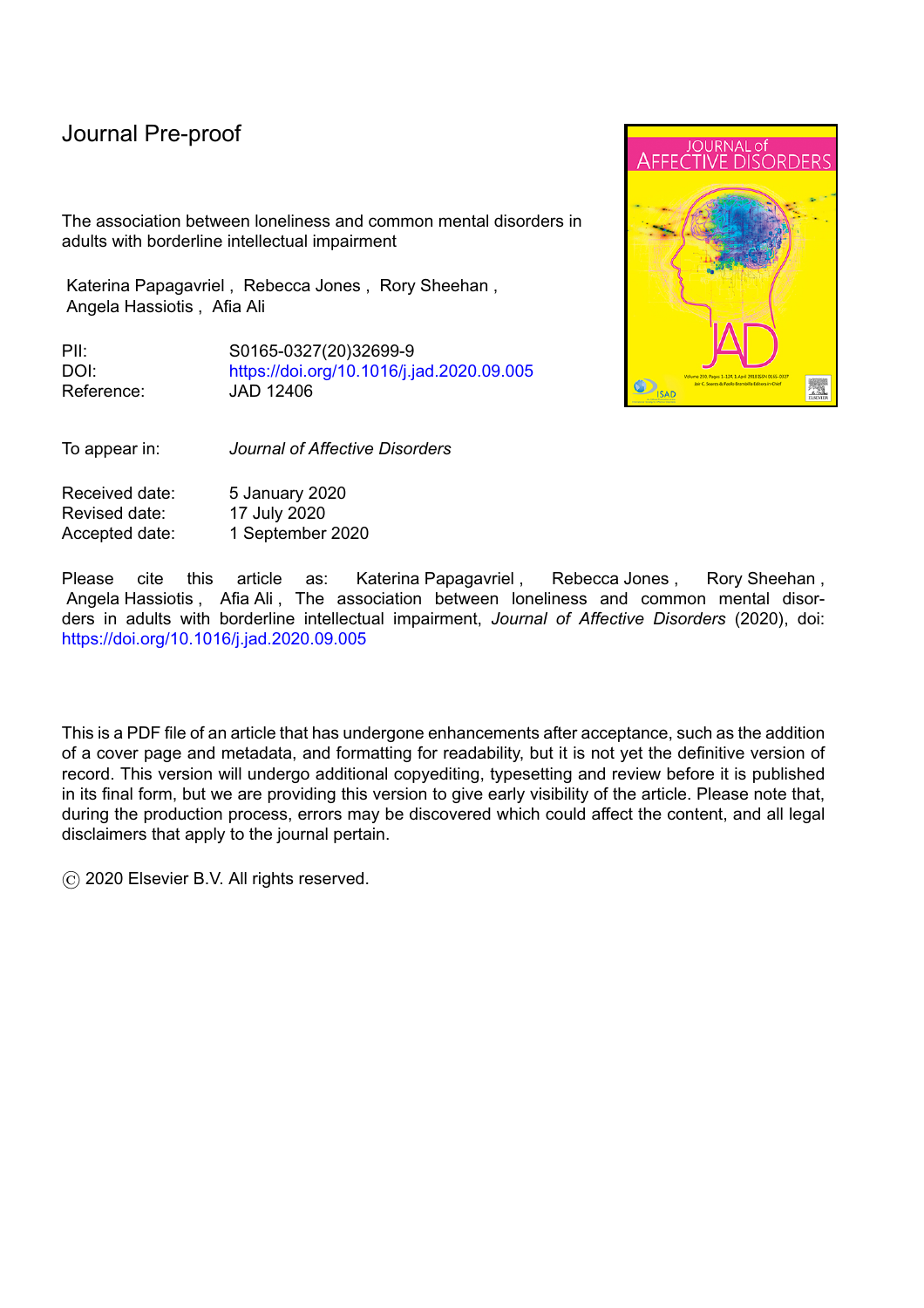Journal Pre-proof

The association between loneliness and common mental disorders in adults with borderline intellectual impairment

Katerina Papagavriel , Rebecca Jones , Rory Sheehan , Angela Hassiotis , Afia Ali

| | |
|---|---|
| PII: | S0165-0327(20)32699-9 |
| DOI: | https://doi.org/10.1016/j.jad.2020.09.005 |
| Reference: | JAD 12406 |

| | |
|---|---|
| To appear in: | *Journal of Affective Disorders* |

| | |
|---|---|
| Received date: | 5 January 2020 |
| Revised date: | 17 July 2020 |
| Accepted date: | 1 September 2020 |

Please cite this article as: Katerina Papagavriel , Rebecca Jones , Rory Sheehan , Angela Hassiotis , Afia Ali , The association between loneliness and common mental disorders in adults with borderline intellectual impairment, *Journal of Affective Disorders* (2020), doi: https://doi.org/10.1016/j.jad.2020.09.005

This is a PDF file of an article that has undergone enhancements after acceptance, such as the addition of a cover page and metadata, and formatting for readability, but it is not yet the definitive version of record. This version will undergo additional copyediting, typesetting and review before it is published in its final form, but we are providing this version to give early visibility of the article. Please note that, during the production process, errors may be discovered which could affect the content, and all legal disclaimers that apply to the journal pertain.

© 2020 Elsevier B.V. All rights reserved.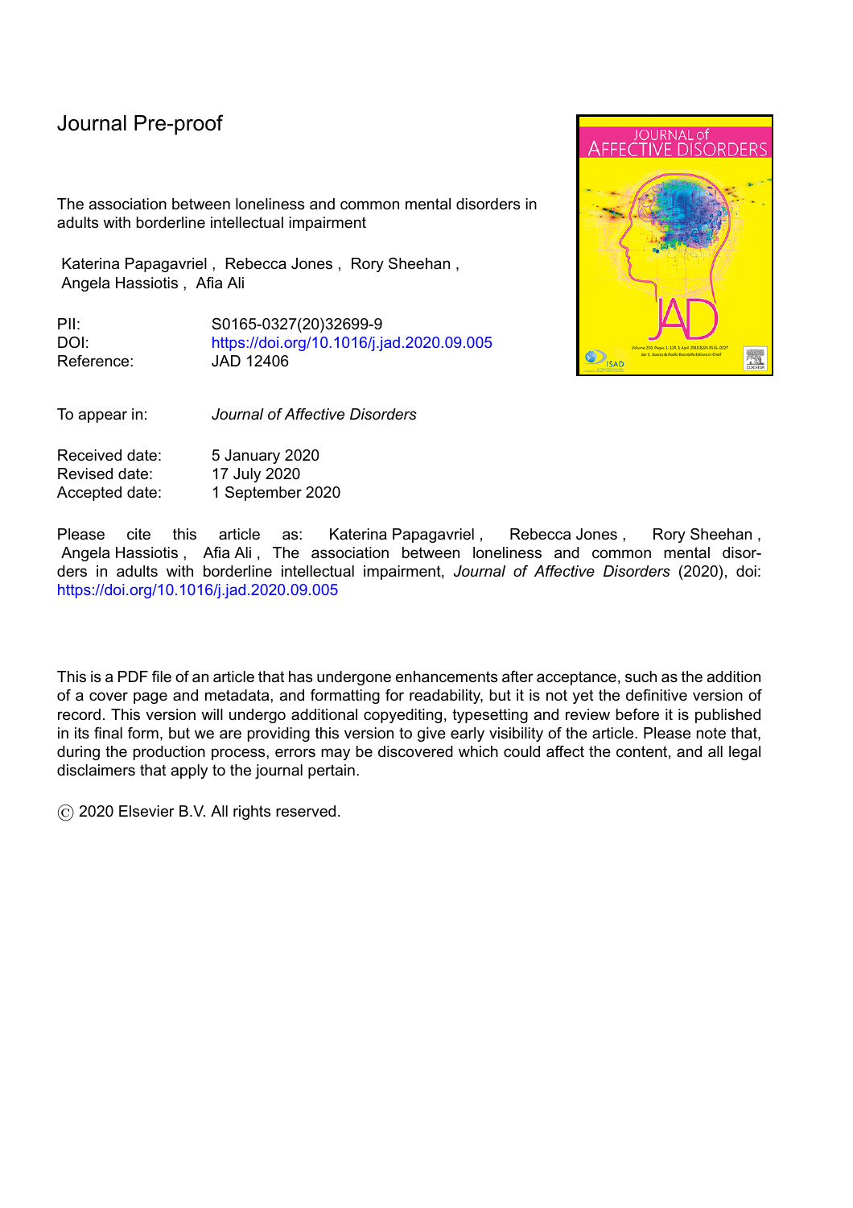Journal Pre-proof

The association between loneliness and common mental disorders in adults with borderline intellectual impairment

Katerina Papagavriel , Rebecca Jones , Rory Sheehan , Angela Hassiotis , Afia Ali

PII: S0165-0327(20)32699-9
DOI: https://doi.org/10.1016/j.jad.2020.09.005
Reference: JAD 12406

To appear in: *Journal of Affective Disorders*

Received date: 5 January 2020
Revised date: 17 July 2020
Accepted date: 1 September 2020

Please cite this article as: Katerina Papagavriel , Rebecca Jones , Rory Sheehan , Angela Hassiotis , Afia Ali , The association between loneliness and common mental disorders in adults with borderline intellectual impairment, *Journal of Affective Disorders* (2020), doi: https://doi.org/10.1016/j.jad.2020.09.005

This is a PDF file of an article that has undergone enhancements after acceptance, such as the addition of a cover page and metadata, and formatting for readability, but it is not yet the definitive version of record. This version will undergo additional copyediting, typesetting and review before it is published in its final form, but we are providing this version to give early visibility of the article. Please note that, during the production process, errors may be discovered which could affect the content, and all legal disclaimers that apply to the journal pertain.

© 2020 Elsevier B.V. All rights reserved.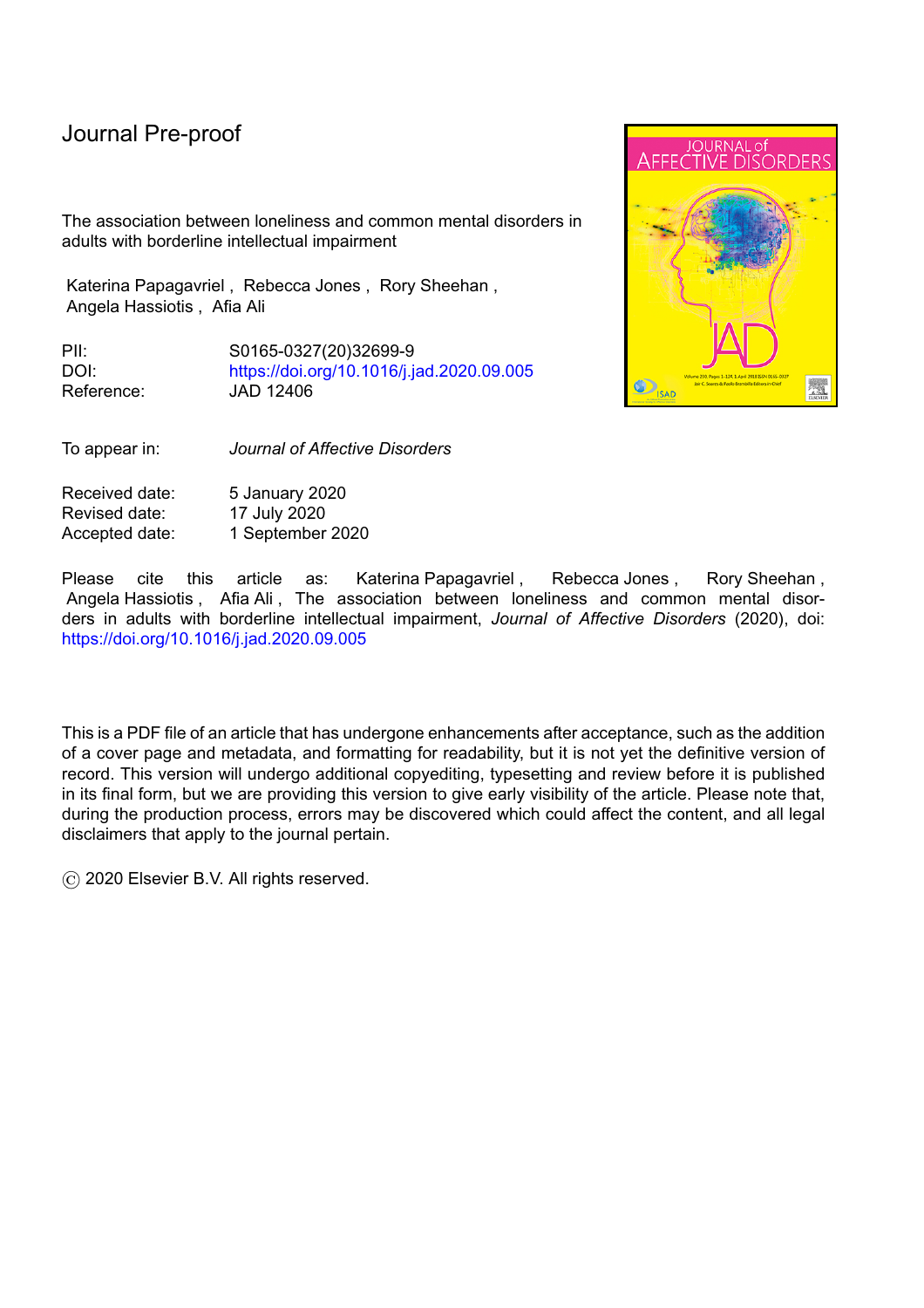Journal Pre-proof

The association between loneliness and common mental disorders in adults with borderline intellectual impairment

Katerina Papagavriel , Rebecca Jones , Rory Sheehan , Angela Hassiotis , Afia Ali

PII: S0165-0327(20)32699-9
DOI: https://doi.org/10.1016/j.jad.2020.09.005
Reference: JAD 12406

To appear in: *Journal of Affective Disorders*

Received date: 5 January 2020
Revised date: 17 July 2020
Accepted date: 1 September 2020

Please cite this article as: Katerina Papagavriel , Rebecca Jones , Rory Sheehan , Angela Hassiotis , Afia Ali , The association between loneliness and common mental disorders in adults with borderline intellectual impairment, *Journal of Affective Disorders* (2020), doi: https://doi.org/10.1016/j.jad.2020.09.005

This is a PDF file of an article that has undergone enhancements after acceptance, such as the addition of a cover page and metadata, and formatting for readability, but it is not yet the definitive version of record. This version will undergo additional copyediting, typesetting and review before it is published in its final form, but we are providing this version to give early visibility of the article. Please note that, during the production process, errors may be discovered which could affect the content, and all legal disclaimers that apply to the journal pertain.

© 2020 Elsevier B.V. All rights reserved.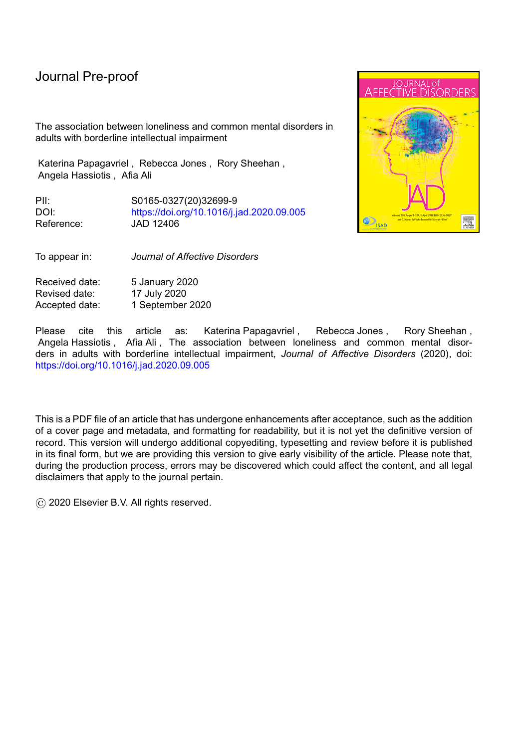Journal Pre-proof

The association between loneliness and common mental disorders in adults with borderline intellectual impairment

Katerina Papagavriel , Rebecca Jones , Rory Sheehan , Angela Hassiotis , Afia Ali

PII: S0165-0327(20)32699-9
DOI: https://doi.org/10.1016/j.jad.2020.09.005
Reference: JAD 12406

To appear in: *Journal of Affective Disorders*

Received date: 5 January 2020
Revised date: 17 July 2020
Accepted date: 1 September 2020

Please cite this article as: Katerina Papagavriel , Rebecca Jones , Rory Sheehan , Angela Hassiotis , Afia Ali , The association between loneliness and common mental disorders in adults with borderline intellectual impairment, *Journal of Affective Disorders* (2020), doi: https://doi.org/10.1016/j.jad.2020.09.005

This is a PDF file of an article that has undergone enhancements after acceptance, such as the addition of a cover page and metadata, and formatting for readability, but it is not yet the definitive version of record. This version will undergo additional copyediting, typesetting and review before it is published in its final form, but we are providing this version to give early visibility of the article. Please note that, during the production process, errors may be discovered which could affect the content, and all legal disclaimers that apply to the journal pertain.

© 2020 Elsevier B.V. All rights reserved.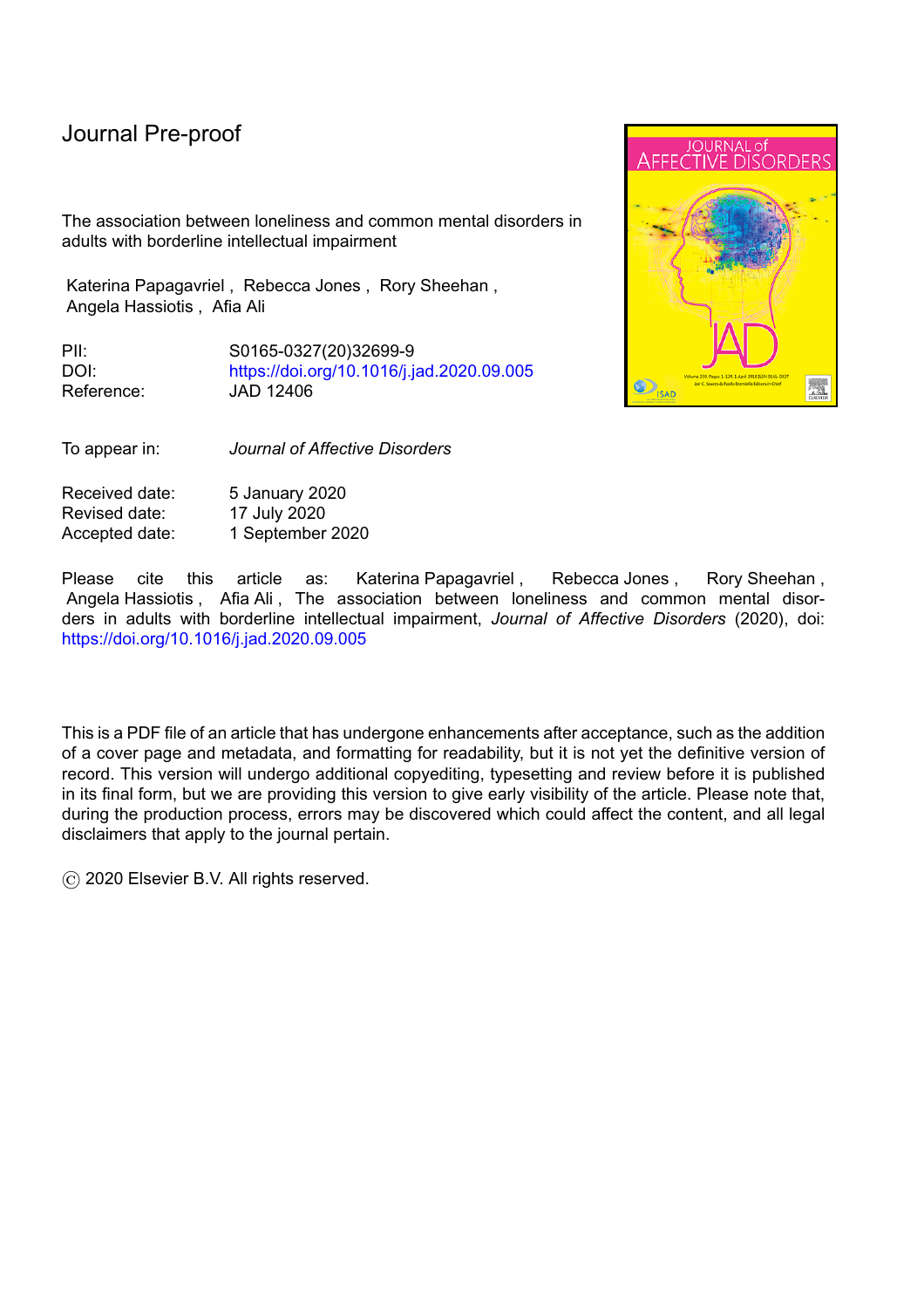Journal Pre-proof

The association between loneliness and common mental disorders in adults with borderline intellectual impairment

Katerina Papagavriel , Rebecca Jones , Rory Sheehan , Angela Hassiotis , Afia Ali

PII: S0165-0327(20)32699-9
DOI: https://doi.org/10.1016/j.jad.2020.09.005
Reference: JAD 12406

To appear in: *Journal of Affective Disorders*

Received date: 5 January 2020
Revised date: 17 July 2020
Accepted date: 1 September 2020

Please cite this article as: Katerina Papagavriel , Rebecca Jones , Rory Sheehan , Angela Hassiotis , Afia Ali , The association between loneliness and common mental disorders in adults with borderline intellectual impairment, *Journal of Affective Disorders* (2020), doi: https://doi.org/10.1016/j.jad.2020.09.005

This is a PDF file of an article that has undergone enhancements after acceptance, such as the addition of a cover page and metadata, and formatting for readability, but it is not yet the definitive version of record. This version will undergo additional copyediting, typesetting and review before it is published in its final form, but we are providing this version to give early visibility of the article. Please note that, during the production process, errors may be discovered which could affect the content, and all legal disclaimers that apply to the journal pertain.

© 2020 Elsevier B.V. All rights reserved.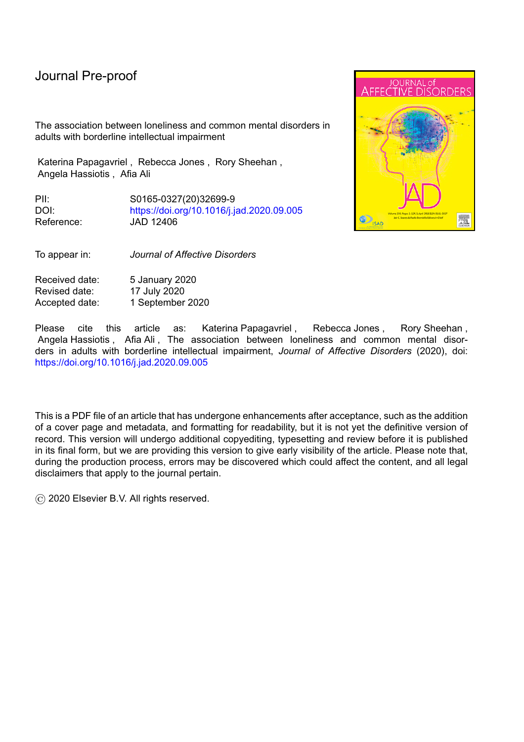Journal Pre-proof

The association between loneliness and common mental disorders in adults with borderline intellectual impairment

Katerina Papagavriel , Rebecca Jones , Rory Sheehan , Angela Hassiotis , Afia Ali

PII: S0165-0327(20)32699-9
DOI: https://doi.org/10.1016/j.jad.2020.09.005
Reference: JAD 12406

To appear in: *Journal of Affective Disorders*

Received date: 5 January 2020
Revised date: 17 July 2020
Accepted date: 1 September 2020

Please cite this article as: Katerina Papagavriel , Rebecca Jones , Rory Sheehan , Angela Hassiotis , Afia Ali , The association between loneliness and common mental disorders in adults with borderline intellectual impairment, *Journal of Affective Disorders* (2020), doi: https://doi.org/10.1016/j.jad.2020.09.005

This is a PDF file of an article that has undergone enhancements after acceptance, such as the addition of a cover page and metadata, and formatting for readability, but it is not yet the definitive version of record. This version will undergo additional copyediting, typesetting and review before it is published in its final form, but we are providing this version to give early visibility of the article. Please note that, during the production process, errors may be discovered which could affect the content, and all legal disclaimers that apply to the journal pertain.

© 2020 Elsevier B.V. All rights reserved.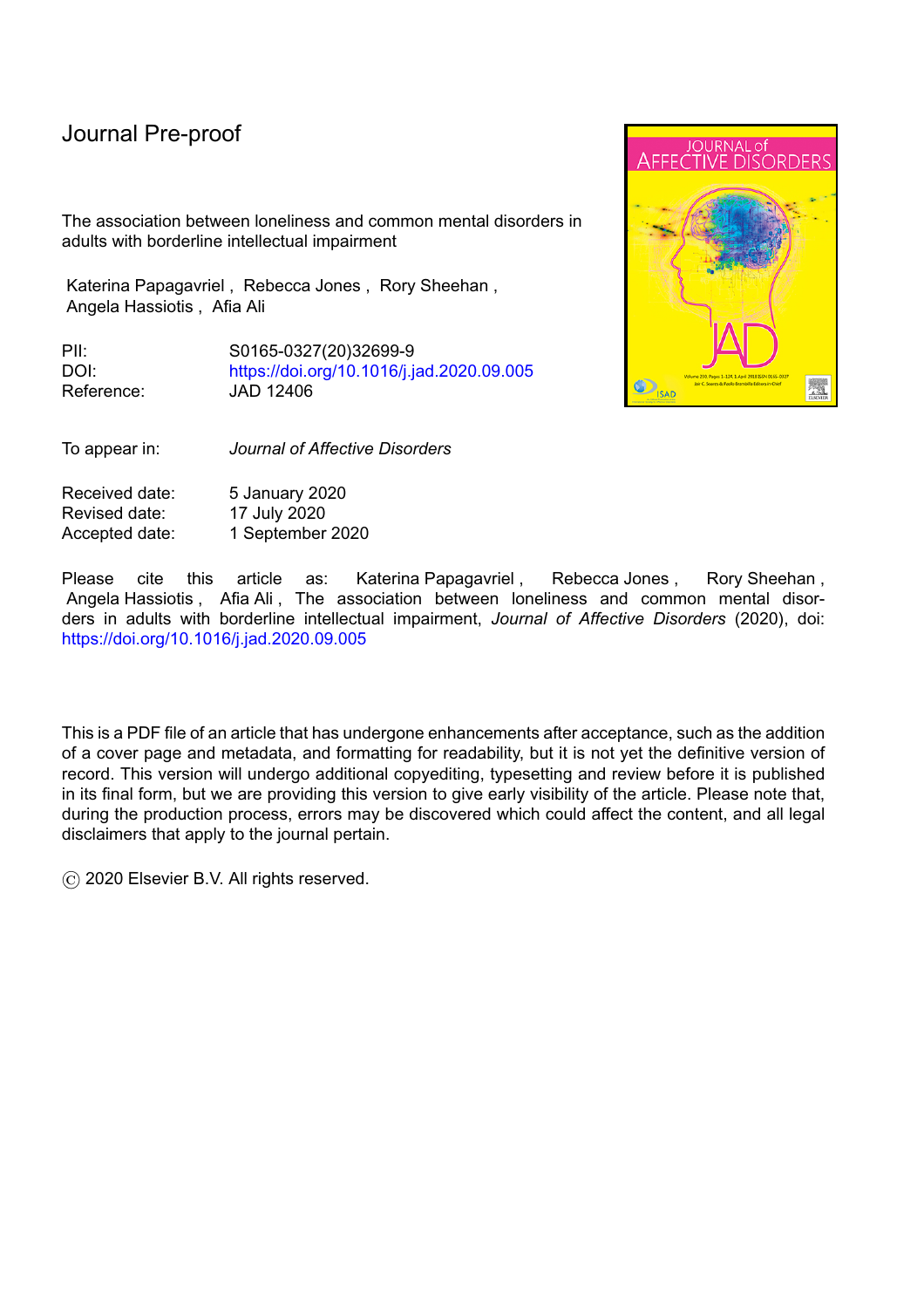Journal Pre-proof

The association between loneliness and common mental disorders in adults with borderline intellectual impairment

Katerina Papagavriel , Rebecca Jones , Rory Sheehan , Angela Hassiotis , Afia Ali

PII: S0165-0327(20)32699-9
DOI: https://doi.org/10.1016/j.jad.2020.09.005
Reference: JAD 12406

To appear in: *Journal of Affective Disorders*

Received date: 5 January 2020
Revised date: 17 July 2020
Accepted date: 1 September 2020

Please cite this article as: Katerina Papagavriel , Rebecca Jones , Rory Sheehan , Angela Hassiotis , Afia Ali , The association between loneliness and common mental disorders in adults with borderline intellectual impairment, *Journal of Affective Disorders* (2020), doi: https://doi.org/10.1016/j.jad.2020.09.005

This is a PDF file of an article that has undergone enhancements after acceptance, such as the addition of a cover page and metadata, and formatting for readability, but it is not yet the definitive version of record. This version will undergo additional copyediting, typesetting and review before it is published in its final form, but we are providing this version to give early visibility of the article. Please note that, during the production process, errors may be discovered which could affect the content, and all legal disclaimers that apply to the journal pertain.

© 2020 Elsevier B.V. All rights reserved.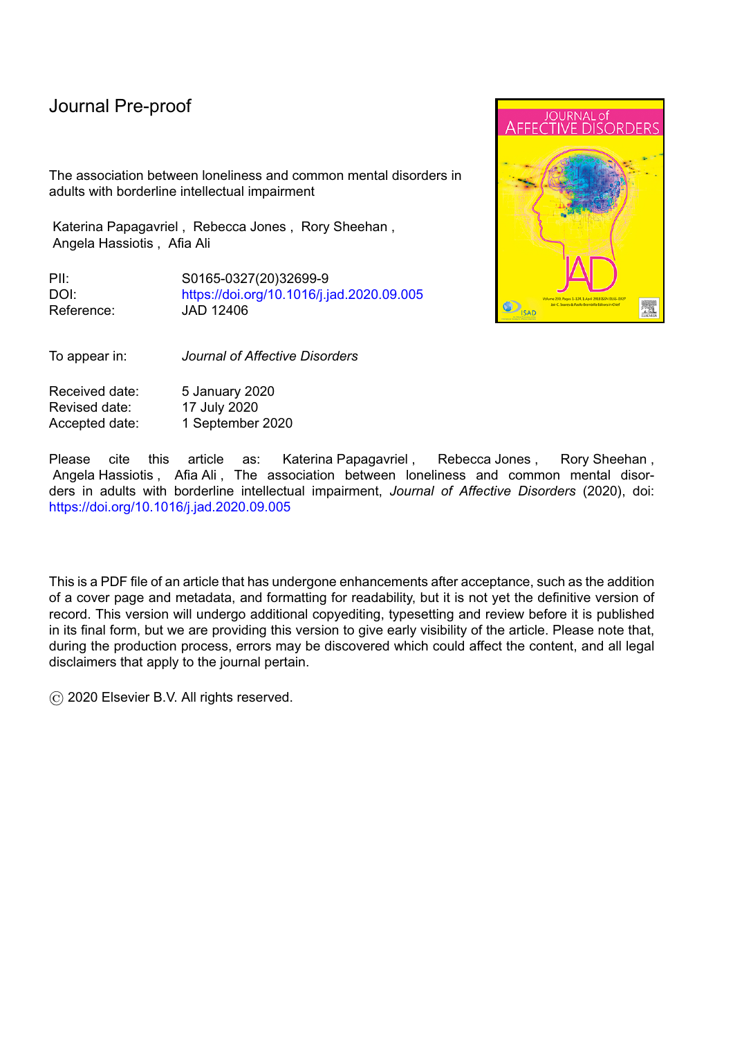Journal Pre-proof

The association between loneliness and common mental disorders in adults with borderline intellectual impairment

Katerina Papagavriel , Rebecca Jones , Rory Sheehan , Angela Hassiotis , Afia Ali

PII: S0165-0327(20)32699-9
DOI: https://doi.org/10.1016/j.jad.2020.09.005
Reference: JAD 12406

To appear in: *Journal of Affective Disorders*

Received date: 5 January 2020
Revised date: 17 July 2020
Accepted date: 1 September 2020

Please cite this article as: Katerina Papagavriel , Rebecca Jones , Rory Sheehan , Angela Hassiotis , Afia Ali , The association between loneliness and common mental disorders in adults with borderline intellectual impairment, *Journal of Affective Disorders* (2020), doi: https://doi.org/10.1016/j.jad.2020.09.005

This is a PDF file of an article that has undergone enhancements after acceptance, such as the addition of a cover page and metadata, and formatting for readability, but it is not yet the definitive version of record. This version will undergo additional copyediting, typesetting and review before it is published in its final form, but we are providing this version to give early visibility of the article. Please note that, during the production process, errors may be discovered which could affect the content, and all legal disclaimers that apply to the journal pertain.

© 2020 Elsevier B.V. All rights reserved.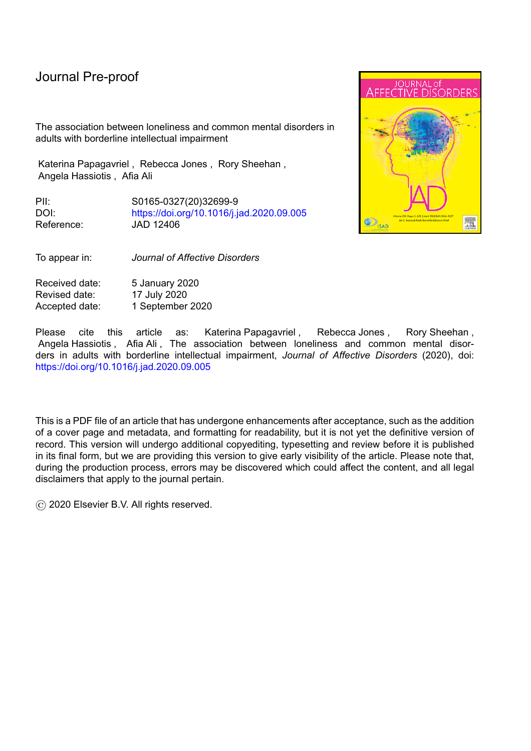Journal Pre-proof

The association between loneliness and common mental disorders in adults with borderline intellectual impairment

Katerina Papagavriel , Rebecca Jones , Rory Sheehan , Angela Hassiotis , Afia Ali

PII: S0165-0327(20)32699-9
DOI: https://doi.org/10.1016/j.jad.2020.09.005
Reference: JAD 12406

To appear in: *Journal of Affective Disorders*

Received date: 5 January 2020
Revised date: 17 July 2020
Accepted date: 1 September 2020

Please cite this article as: Katerina Papagavriel , Rebecca Jones , Rory Sheehan , Angela Hassiotis , Afia Ali , The association between loneliness and common mental disorders in adults with borderline intellectual impairment, *Journal of Affective Disorders* (2020), doi: https://doi.org/10.1016/j.jad.2020.09.005

This is a PDF file of an article that has undergone enhancements after acceptance, such as the addition of a cover page and metadata, and formatting for readability, but it is not yet the definitive version of record. This version will undergo additional copyediting, typesetting and review before it is published in its final form, but we are providing this version to give early visibility of the article. Please note that, during the production process, errors may be discovered which could affect the content, and all legal disclaimers that apply to the journal pertain.

© 2020 Elsevier B.V. All rights reserved.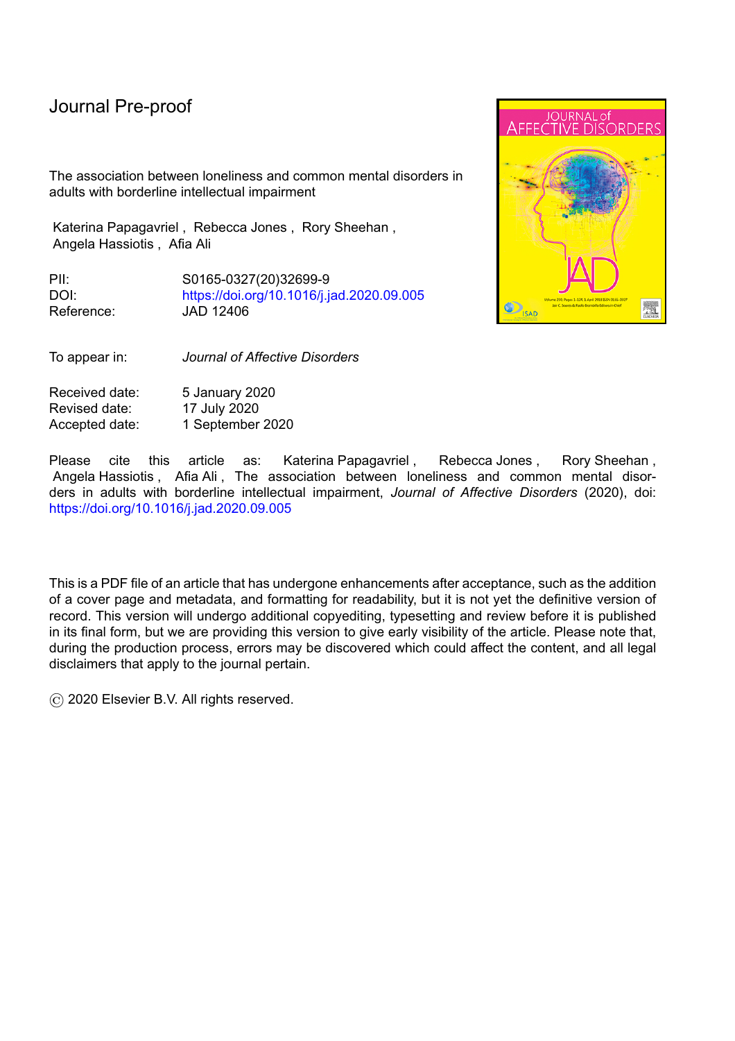Journal Pre-proof

The association between loneliness and common mental disorders in adults with borderline intellectual impairment

Katerina Papagavriel , Rebecca Jones , Rory Sheehan , Angela Hassiotis , Afia Ali

PII: S0165-0327(20)32699-9
DOI: https://doi.org/10.1016/j.jad.2020.09.005
Reference: JAD 12406

To appear in: *Journal of Affective Disorders*

Received date: 5 January 2020
Revised date: 17 July 2020
Accepted date: 1 September 2020

Please cite this article as: Katerina Papagavriel , Rebecca Jones , Rory Sheehan , Angela Hassiotis , Afia Ali , The association between loneliness and common mental disorders in adults with borderline intellectual impairment, *Journal of Affective Disorders* (2020), doi: https://doi.org/10.1016/j.jad.2020.09.005

This is a PDF file of an article that has undergone enhancements after acceptance, such as the addition of a cover page and metadata, and formatting for readability, but it is not yet the definitive version of record. This version will undergo additional copyediting, typesetting and review before it is published in its final form, but we are providing this version to give early visibility of the article. Please note that, during the production process, errors may be discovered which could affect the content, and all legal disclaimers that apply to the journal pertain.

© 2020 Elsevier B.V. All rights reserved.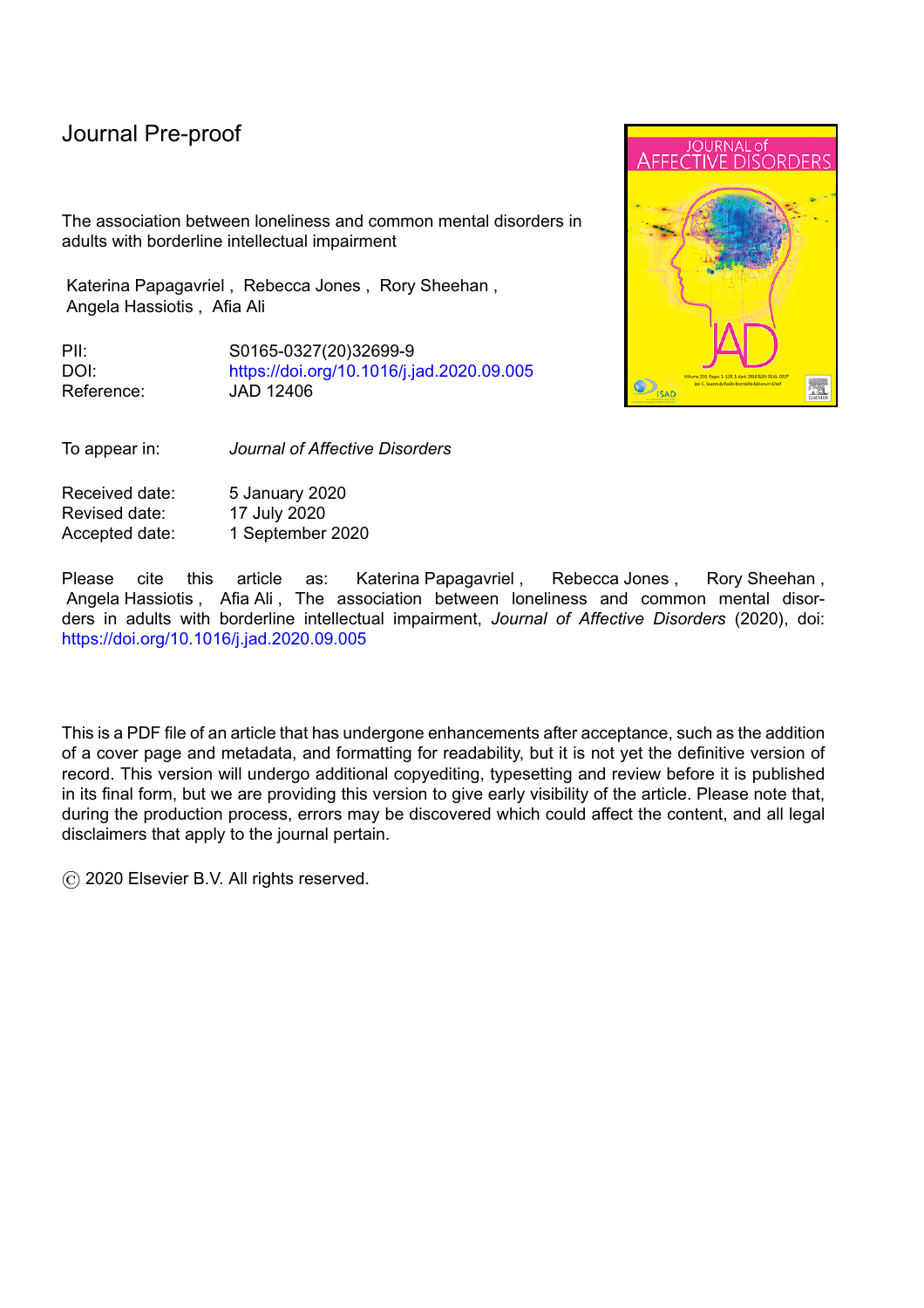Journal Pre-proof

The association between loneliness and common mental disorders in adults with borderline intellectual impairment

Katerina Papagavriel , Rebecca Jones , Rory Sheehan , Angela Hassiotis , Afia Ali

PII: S0165-0327(20)32699-9
DOI: https://doi.org/10.1016/j.jad.2020.09.005
Reference: JAD 12406

To appear in: *Journal of Affective Disorders*

Received date: 5 January 2020
Revised date: 17 July 2020
Accepted date: 1 September 2020

Please cite this article as: Katerina Papagavriel , Rebecca Jones , Rory Sheehan , Angela Hassiotis , Afia Ali , The association between loneliness and common mental disorders in adults with borderline intellectual impairment, *Journal of Affective Disorders* (2020), doi: https://doi.org/10.1016/j.jad.2020.09.005

This is a PDF file of an article that has undergone enhancements after acceptance, such as the addition of a cover page and metadata, and formatting for readability, but it is not yet the definitive version of record. This version will undergo additional copyediting, typesetting and review before it is published in its final form, but we are providing this version to give early visibility of the article. Please note that, during the production process, errors may be discovered which could affect the content, and all legal disclaimers that apply to the journal pertain.

© 2020 Elsevier B.V. All rights reserved.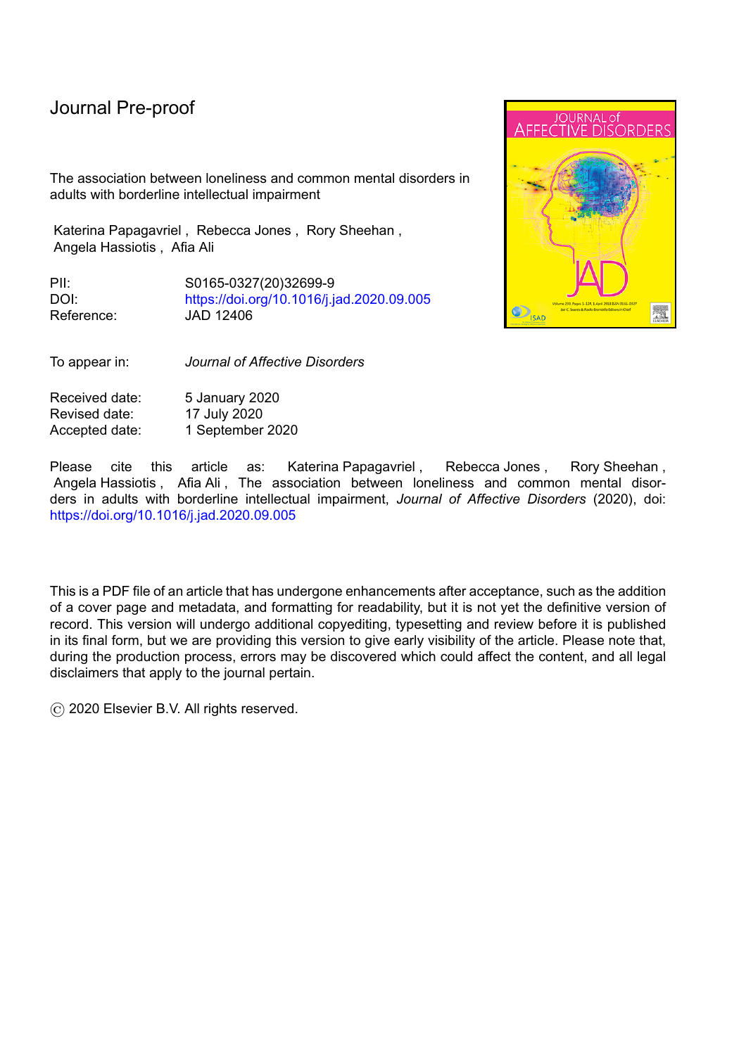Journal Pre-proof

The association between loneliness and common mental disorders in adults with borderline intellectual impairment

Katerina Papagavriel , Rebecca Jones , Rory Sheehan , Angela Hassiotis , Afia Ali

PII: S0165-0327(20)32699-9
DOI: https://doi.org/10.1016/j.jad.2020.09.005
Reference: JAD 12406

To appear in: *Journal of Affective Disorders*

Received date: 5 January 2020
Revised date: 17 July 2020
Accepted date: 1 September 2020

Please cite this article as: Katerina Papagavriel , Rebecca Jones , Rory Sheehan , Angela Hassiotis , Afia Ali , The association between loneliness and common mental disorders in adults with borderline intellectual impairment, *Journal of Affective Disorders* (2020), doi: https://doi.org/10.1016/j.jad.2020.09.005

This is a PDF file of an article that has undergone enhancements after acceptance, such as the addition of a cover page and metadata, and formatting for readability, but it is not yet the definitive version of record. This version will undergo additional copyediting, typesetting and review before it is published in its final form, but we are providing this version to give early visibility of the article. Please note that, during the production process, errors may be discovered which could affect the content, and all legal disclaimers that apply to the journal pertain.

© 2020 Elsevier B.V. All rights reserved.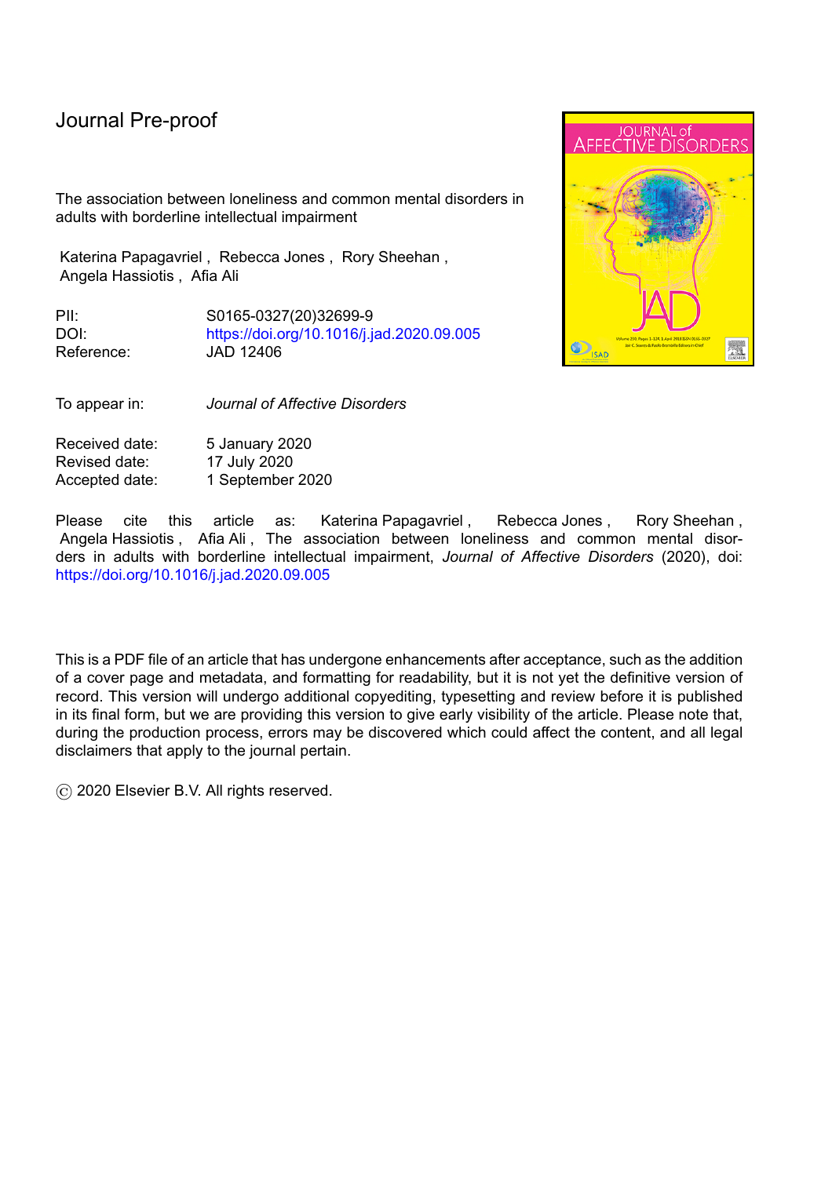Journal Pre-proof

The association between loneliness and common mental disorders in adults with borderline intellectual impairment

Katerina Papagavriel , Rebecca Jones , Rory Sheehan , Angela Hassiotis , Afia Ali

PII: S0165-0327(20)32699-9
DOI: https://doi.org/10.1016/j.jad.2020.09.005
Reference: JAD 12406

To appear in: *Journal of Affective Disorders*

Received date: 5 January 2020
Revised date: 17 July 2020
Accepted date: 1 September 2020

Please cite this article as: Katerina Papagavriel , Rebecca Jones , Rory Sheehan , Angela Hassiotis , Afia Ali , The association between loneliness and common mental disorders in adults with borderline intellectual impairment, *Journal of Affective Disorders* (2020), doi: https://doi.org/10.1016/j.jad.2020.09.005

This is a PDF file of an article that has undergone enhancements after acceptance, such as the addition of a cover page and metadata, and formatting for readability, but it is not yet the definitive version of record. This version will undergo additional copyediting, typesetting and review before it is published in its final form, but we are providing this version to give early visibility of the article. Please note that, during the production process, errors may be discovered which could affect the content, and all legal disclaimers that apply to the journal pertain.

© 2020 Elsevier B.V. All rights reserved.